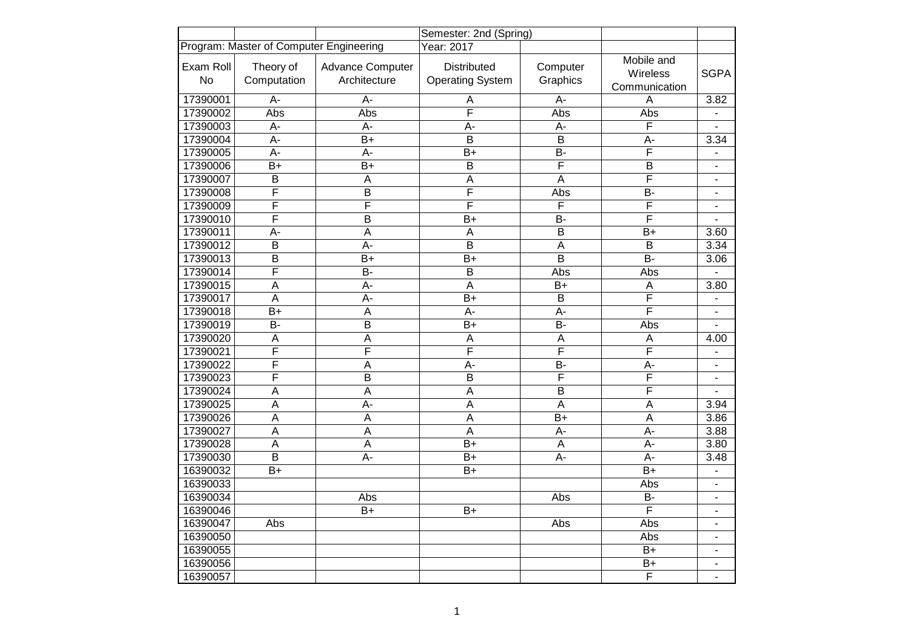| | | | Semester: 2nd (Spring) | | | |
|---|---|---|---|---|---|---|
| Program: Master of Computer Engineering | | | Year: 2017 | | | |
| Exam Roll No | Theory of Computation | Advance Computer Architecture | Distributed Operating System | Computer Graphics | Mobile and Wireless Communication | SGPA |
| 17390001 | A- | A- | A | A- | A | 3.82 |
| 17390002 | Abs | Abs | F | Abs | Abs | - |
| 17390003 | A- | A- | A- | A- | F | - |
| 17390004 | A- | B+ | B | B | A- | 3.34 |
| 17390005 | A- | A- | B+ | B- | F | - |
| 17390006 | B+ | B+ | B | F | B | - |
| 17390007 | B | A | A | A | F | - |
| 17390008 | F | B | F | Abs | B- | - |
| 17390009 | F | F | F | F | F | - |
| 17390010 | F | B | B+ | B- | F | - |
| 17390011 | A- | A | A | B | B+ | 3.60 |
| 17390012 | B | A- | B | A | B | 3.34 |
| 17390013 | B | B+ | B+ | B | B- | 3.06 |
| 17390014 | F | B- | B | Abs | Abs | - |
| 17390015 | A | A- | A | B+ | A | 3.80 |
| 17390017 | A | A- | B+ | B | F | - |
| 17390018 | B+ | A | A- | A- | F | - |
| 17390019 | B- | B | B+ | B- | Abs | - |
| 17390020 | A | A | A | A | A | 4.00 |
| 17390021 | F | F | F | F | F | - |
| 17390022 | F | A | A- | B- | A- | - |
| 17390023 | F | B | B | F | F | - |
| 17390024 | A | A | A | B | F | - |
| 17390025 | A | A- | A | A | A | 3.94 |
| 17390026 | A | A | A | B+ | A | 3.86 |
| 17390027 | A | A | A | A- | A- | 3.88 |
| 17390028 | A | A | B+ | A | A- | 3.80 |
| 17390030 | B | A- | B+ | A- | A- | 3.48 |
| 16390032 | B+ | | B+ | | B+ | - |
| 16390033 | | | | | Abs | - |
| 16390034 | | Abs | | Abs | B- | - |
| 16390046 | | B+ | B+ | | F | - |
| 16390047 | Abs | | | Abs | Abs | - |
| 16390050 | | | | | Abs | - |
| 16390055 | | | | | B+ | - |
| 16390056 | | | | | B+ | - |
| 16390057 | | | | | F | - |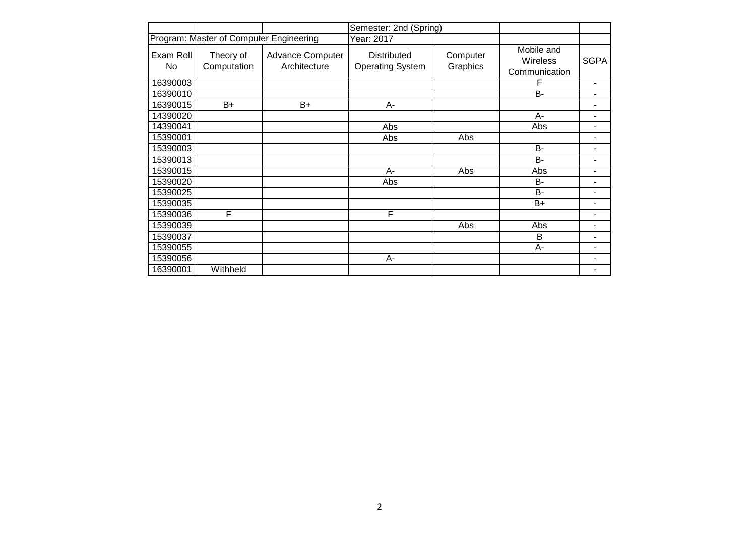| | | | Semester: 2nd (Spring) | | | |
|---|---|---|---|---|---|---|
| Program: Master of Computer Engineering | | | Year: 2017 | | | |
| Exam Roll No | Theory of Computation | Advance Computer Architecture | Distributed Operating System | Computer Graphics | Mobile and Wireless Communication | SGPA |
| 16390003 | | | | | F | - |
| 16390010 | | | | | B- | - |
| 16390015 | B+ | B+ | A- | | | - |
| 14390020 | | | | | A- | - |
| 14390041 | | | Abs | | Abs | - |
| 15390001 | | | Abs | Abs | | - |
| 15390003 | | | | | B- | - |
| 15390013 | | | | | B- | - |
| 15390015 | | | A- | Abs | Abs | - |
| 15390020 | | | Abs | | B- | - |
| 15390025 | | | | | B- | - |
| 15390035 | | | | | B+ | - |
| 15390036 | F | | F | | | - |
| 15390039 | | | | Abs | Abs | - |
| 15390037 | | | | | B | - |
| 15390055 | | | | | A- | - |
| 15390056 | | | A- | | | - |
| 16390001 | Withheld | | | | | - |